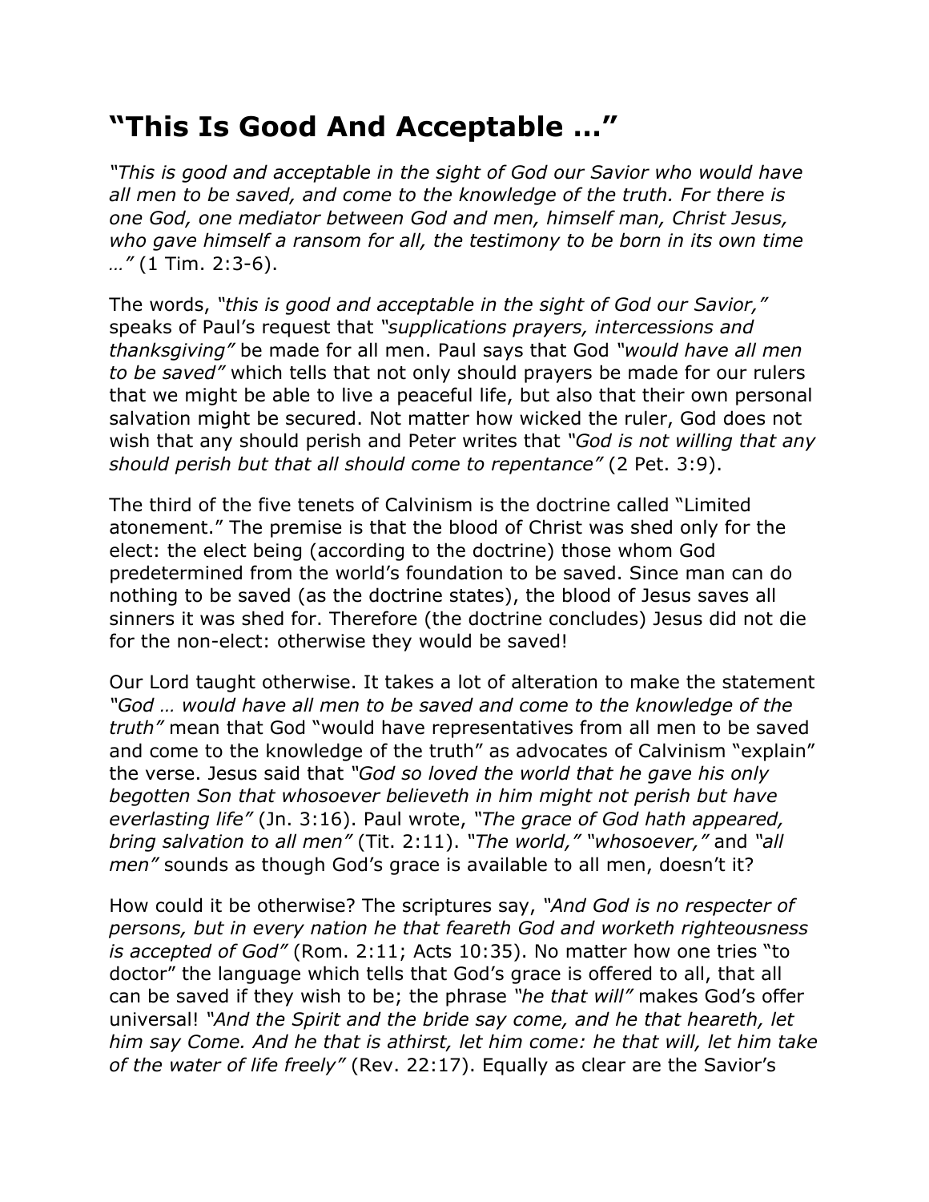# "This Is Good And Acceptable …"

*"This is good and acceptable in the sight of God our Savior who would have all men to be saved, and come to the knowledge of the truth. For there is one God, one mediator between God and men, himself man, Christ Jesus, who gave himself a ransom for all, the testimony to be born in its own time …"* (1 Tim. 2:3-6).

The words, *"this is good and acceptable in the sight of God our Savior,"* speaks of Paul's request that *"supplications prayers, intercessions and thanksgiving"* be made for all men. Paul says that God *"would have all men to be saved"* which tells that not only should prayers be made for our rulers that we might be able to live a peaceful life, but also that their own personal salvation might be secured. Not matter how wicked the ruler, God does not wish that any should perish and Peter writes that *"God is not willing that any should perish but that all should come to repentance"* (2 Pet. 3:9).

The third of the five tenets of Calvinism is the doctrine called "Limited atonement." The premise is that the blood of Christ was shed only for the elect: the elect being (according to the doctrine) those whom God predetermined from the world's foundation to be saved. Since man can do nothing to be saved (as the doctrine states), the blood of Jesus saves all sinners it was shed for. Therefore (the doctrine concludes) Jesus did not die for the non-elect: otherwise they would be saved!

Our Lord taught otherwise. It takes a lot of alteration to make the statement *"God … would have all men to be saved and come to the knowledge of the truth"* mean that God "would have representatives from all men to be saved and come to the knowledge of the truth" as advocates of Calvinism "explain" the verse. Jesus said that *"God so loved the world that he gave his only begotten Son that whosoever believeth in him might not perish but have everlasting life"* (Jn. 3:16). Paul wrote, *"The grace of God hath appeared, bring salvation to all men"* (Tit. 2:11). *"The world," "whosoever,"* and *"all men"* sounds as though God's grace is available to all men, doesn't it?

How could it be otherwise? The scriptures say, *"And God is no respecter of persons, but in every nation he that feareth God and worketh righteousness is accepted of God"* (Rom. 2:11; Acts 10:35). No matter how one tries "to doctor" the language which tells that God's grace is offered to all, that all can be saved if they wish to be; the phrase *"he that will"* makes God's offer universal! *"And the Spirit and the bride say come, and he that heareth, let him say Come. And he that is athirst, let him come: he that will, let him take of the water of life freely"* (Rev. 22:17). Equally as clear are the Savior's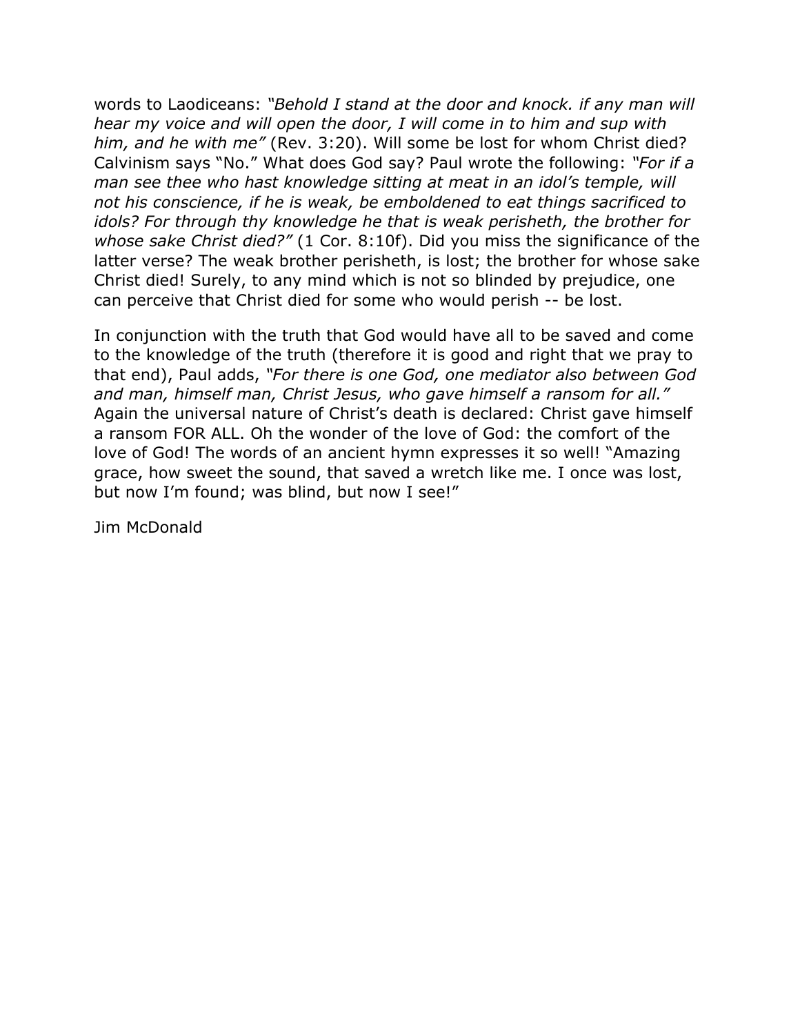words to Laodiceans: *"Behold I stand at the door and knock. if any man will hear my voice and will open the door, I will come in to him and sup with him, and he with me"* (Rev. 3:20). Will some be lost for whom Christ died? Calvinism says "No." What does God say? Paul wrote the following: *"For if a man see thee who hast knowledge sitting at meat in an idol's temple, will not his conscience, if he is weak, be emboldened to eat things sacrificed to idols? For through thy knowledge he that is weak perisheth, the brother for whose sake Christ died?"* (1 Cor. 8:10f). Did you miss the significance of the latter verse? The weak brother perisheth, is lost; the brother for whose sake Christ died! Surely, to any mind which is not so blinded by prejudice, one can perceive that Christ died for some who would perish -- be lost.

In conjunction with the truth that God would have all to be saved and come to the knowledge of the truth (therefore it is good and right that we pray to that end), Paul adds, *"For there is one God, one mediator also between God and man, himself man, Christ Jesus, who gave himself a ransom for all."* Again the universal nature of Christ's death is declared: Christ gave himself a ransom FOR ALL. Oh the wonder of the love of God: the comfort of the love of God! The words of an ancient hymn expresses it so well! "Amazing grace, how sweet the sound, that saved a wretch like me. I once was lost, but now I'm found; was blind, but now I see!"

Jim McDonald